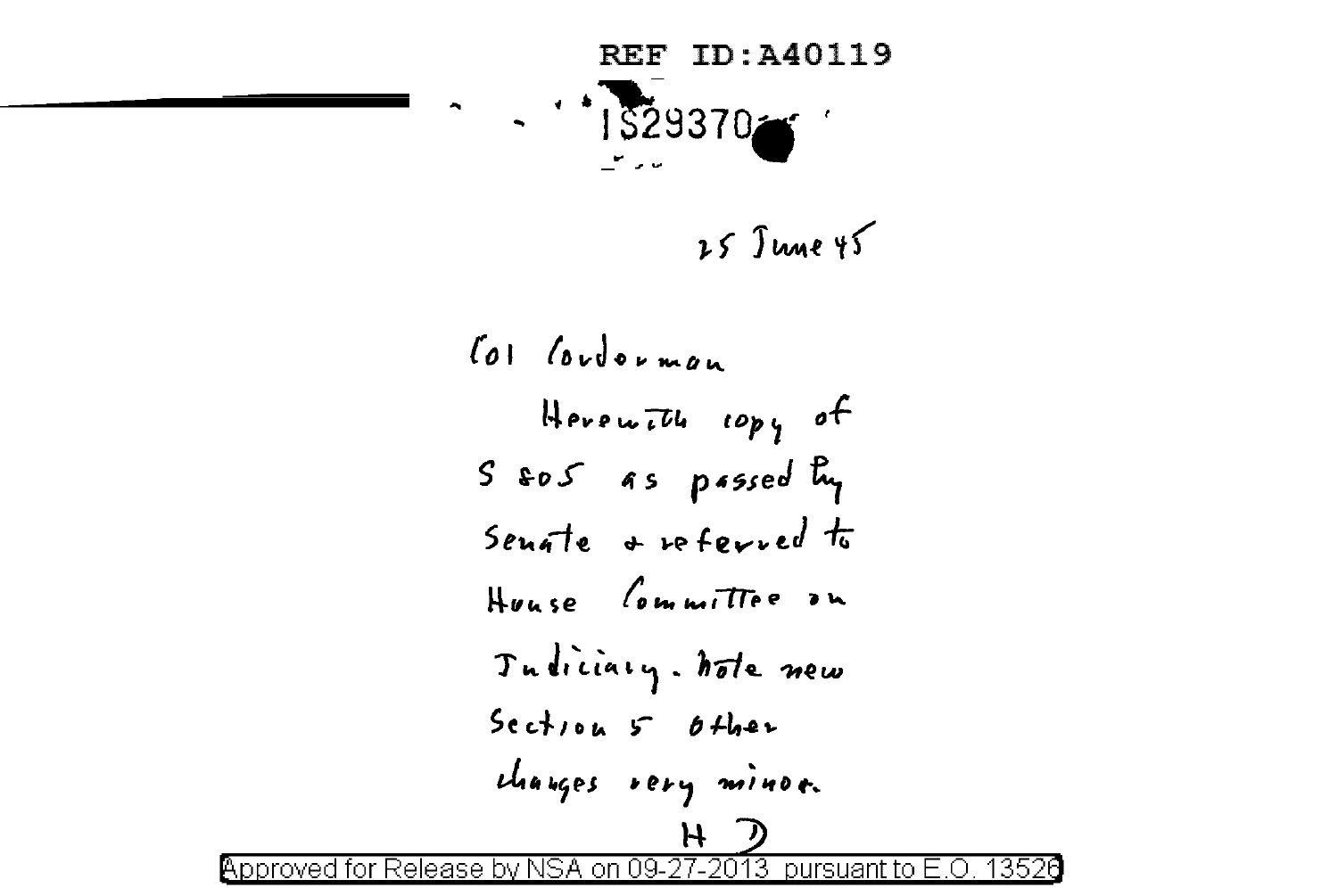REF ID:A40119

IS29370

25 June 45

Col Corderman

Herewith copy of S 805 as passed by Senate & referred to House Committee on Judiciary. Note new Section 5 Other changes very minor.

H D

Approved for Release by NSA on 09-27-2013 pursuant to E.O. 13526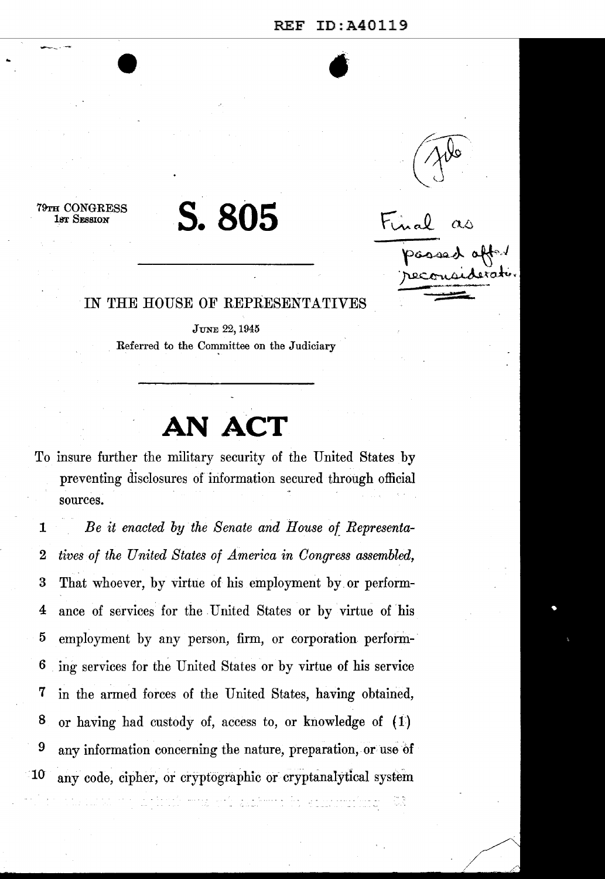REF ID:A40119

79TH CONGRESS
1ST SESSION

# S. 805

Final as passed after reconsideration.

IN THE HOUSE OF REPRESENTATIVES

JUNE 22, 1945

Referred to the Committee on the Judiciary

# AN ACT

To insure further the military security of the United States by preventing disclosures of information secured through official sources.

1 *Be it enacted by the Senate and House of Representa-*
2 *tives of the United States of America in Congress assembled,*
3 That whoever, by virtue of his employment by or perform-
4 ance of services for the United States or by virtue of his
5 employment by any person, firm, or corporation perform-
6 ing services for the United States or by virtue of his service
7 in the armed forces of the United States, having obtained,
8 or having had custody of, access to, or knowledge of (1)
9 any information concerning the nature, preparation, or use of
10 any code, cipher, or cryptographic or cryptanalytical system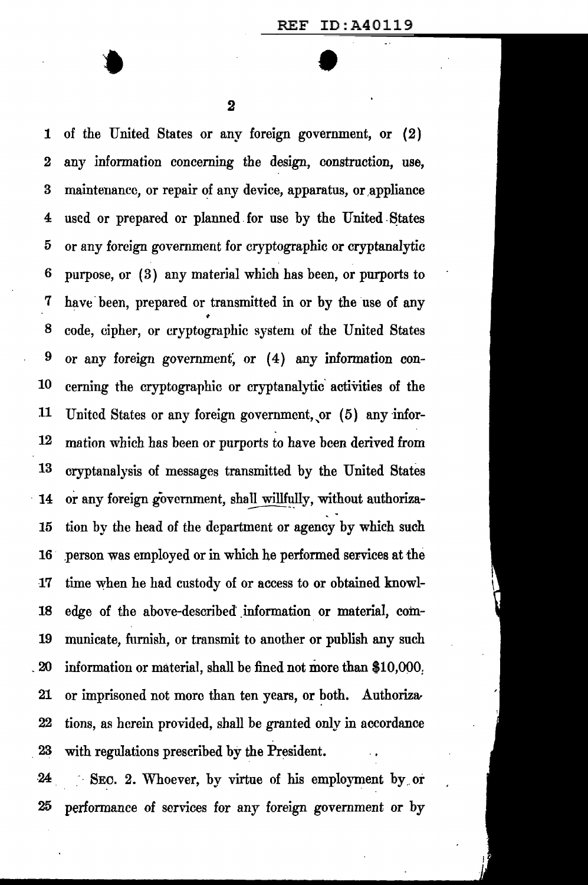of the United States or any foreign government, or (2) any information concerning the design, construction, use, maintenance, or repair of any device, apparatus, or appliance used or prepared or planned for use by the United States or any foreign government for cryptographic or cryptanalytic purpose, or (3) any material which has been, or purports to have been, prepared or transmitted in or by the use of any code, cipher, or cryptographic system of the United States or any foreign government, or (4) any information concerning the cryptographic or cryptanalytic activities of the United States or any foreign government, or (5) any information which has been or purports to have been derived from cryptanalysis of messages transmitted by the United States or any foreign government, shall willfully, without authorization by the head of the department or agency by which such person was employed or in which he performed services at the time when he had custody of or access to or obtained knowledge of the above-described information or material, communicate, furnish, or transmit to another or publish any such information or material, shall be fined not more than $10,000, or imprisoned not more than ten years, or both. Authorizations, as herein provided, shall be granted only in accordance with regulations prescribed by the President.

SEC. 2. Whoever, by virtue of his employment by or performance of services for any foreign government or by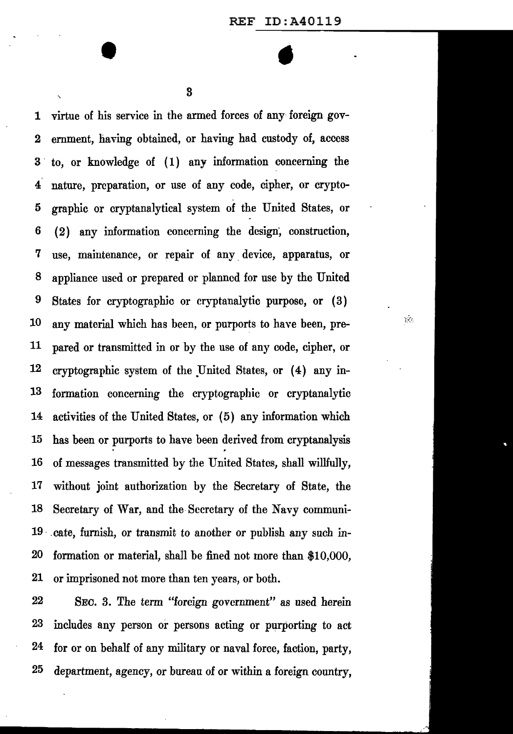virtue of his service in the armed forces of any foreign government, having obtained, or having had custody of, access to, or knowledge of (1) any information concerning the nature, preparation, or use of any code, cipher, or cryptographic or cryptanalytical system of the United States, or (2) any information concerning the design, construction, use, maintenance, or repair of any device, apparatus, or appliance used or prepared or planned for use by the United States for cryptographic or cryptanalytic purpose, or (3) any material which has been, or purports to have been, prepared or transmitted in or by the use of any code, cipher, or cryptographic system of the United States, or (4) any information concerning the cryptographic or cryptanalytic activities of the United States, or (5) any information which has been or purports to have been derived from cryptanalysis of messages transmitted by the United States, shall willfully, without joint authorization by the Secretary of State, the Secretary of War, and the Secretary of the Navy communicate, furnish, or transmit to another or publish any such information or material, shall be fined not more than $10,000, or imprisoned not more than ten years, or both.

SEC. 3. The term "foreign government" as used herein includes any person or persons acting or purporting to act for or on behalf of any military or naval force, faction, party, department, agency, or bureau of or within a foreign country,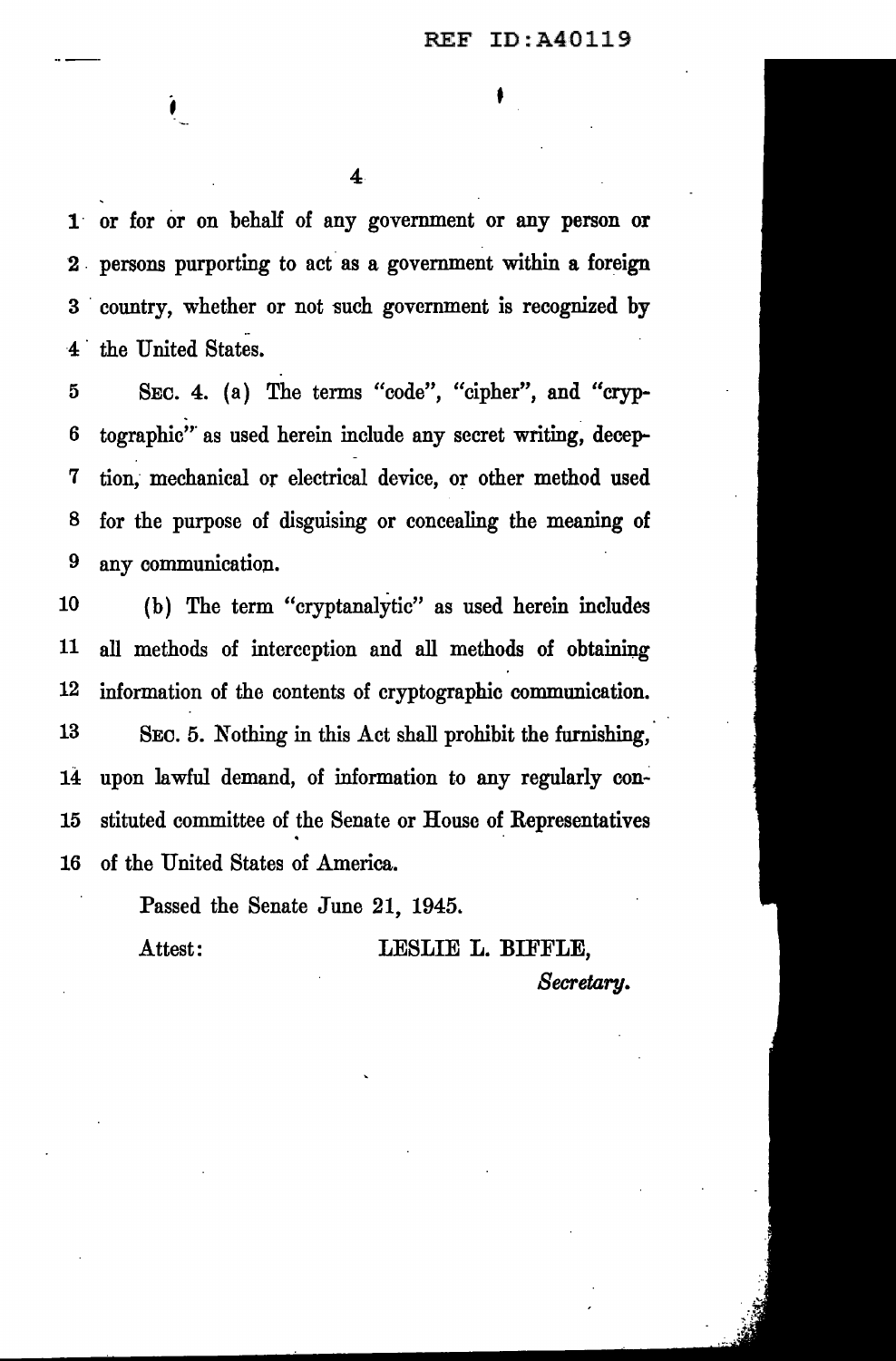or for or on behalf of any government or any person or persons purporting to act as a government within a foreign country, whether or not such government is recognized by the United States.

SEC. 4. (a) The terms "code", "cipher", and "cryptographic" as used herein include any secret writing, deception, mechanical or electrical device, or other method used for the purpose of disguising or concealing the meaning of any communication.

(b) The term "cryptanalytic" as used herein includes all methods of interception and all methods of obtaining information of the contents of cryptographic communication.

SEC. 5. Nothing in this Act shall prohibit the furnishing, upon lawful demand, of information to any regularly constituted committee of the Senate or House of Representatives of the United States of America.

Passed the Senate June 21, 1945.

Attest: LESLIE L. BIFFLE,

*Secretary.*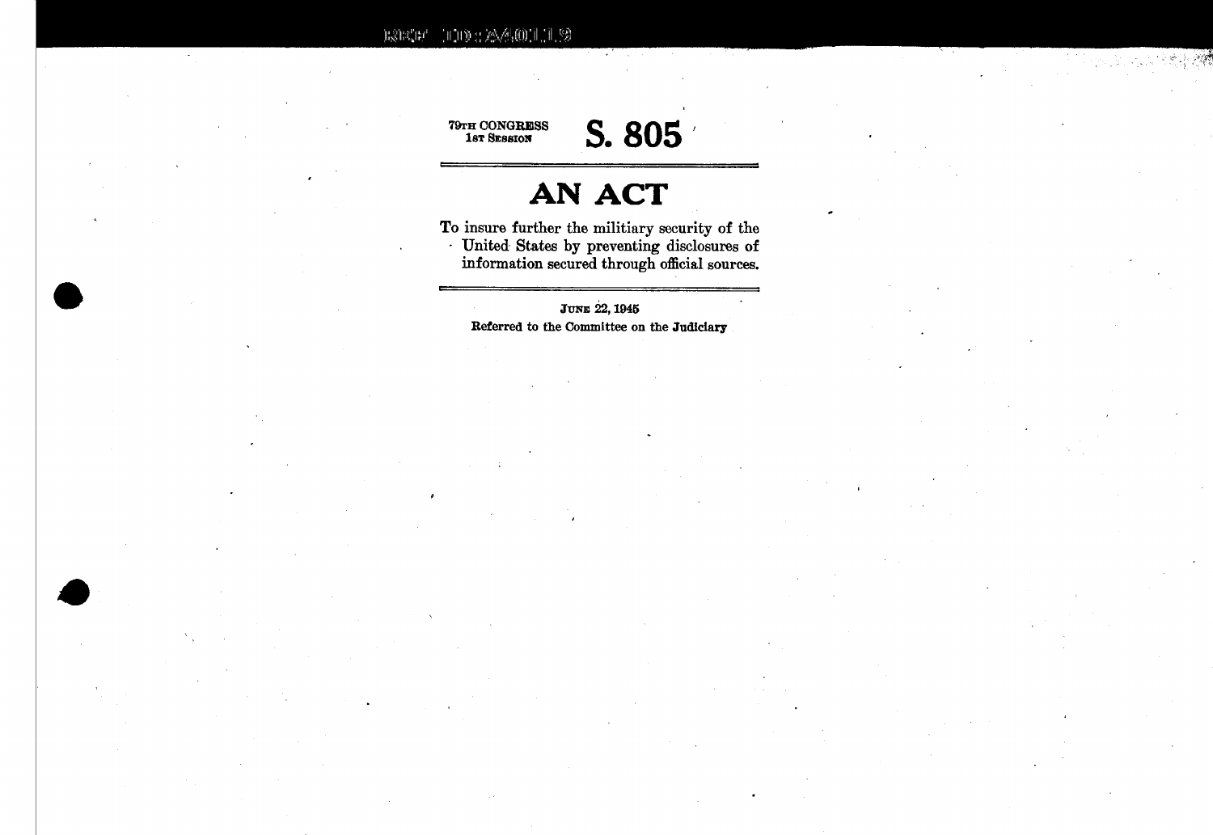79TH CONGRESS
1ST SESSION

# S. 805

# AN ACT

To insure further the militiary security of the United States by preventing disclosures of information secured through official sources.

JUNE 22, 1945

Referred to the Committee on the Judiciary